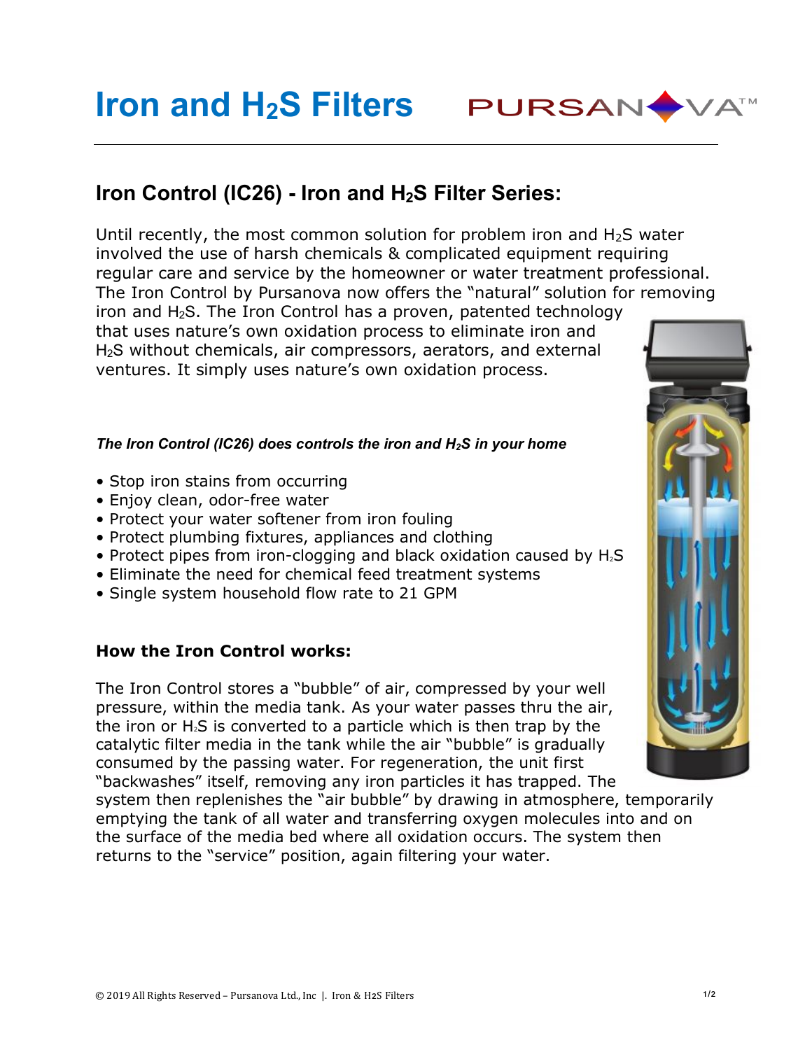// Iron and $H_2S$ Filters — Pursanova (Iron Control IC26 product sheet, page 1 of 2)
# Iron and $H_2S$ Filters

PURSANOVA™

## Iron Control (IC26) - Iron and $H_2S$ Filter Series:

Until recently, the most common solution for problem iron and $H_2S$ water involved the use of harsh chemicals & complicated equipment requiring regular care and service by the homeowner or water treatment professional. The Iron Control by Pursanova now offers the "natural" solution for removing iron and $H_2S$. The Iron Control has a proven, patented technology that uses nature's own oxidation process to eliminate iron and $H_2S$ without chemicals, air compressors, aerators, and external ventures. It simply uses nature's own oxidation process.

***The Iron Control (IC26) does controls the iron and $H_2S$ in your home***

- Stop iron stains from occurring
- Enjoy clean, odor-free water
- Protect your water softener from iron fouling
- Protect plumbing fixtures, appliances and clothing
- Protect pipes from iron-clogging and black oxidation caused by $H_2S$
- Eliminate the need for chemical feed treatment systems
- Single system household flow rate to 21 GPM

### How the Iron Control works:

The Iron Control stores a "bubble" of air, compressed by your well pressure, within the media tank. As your water passes thru the air, the iron or $H_2S$ is converted to a particle which is then trap by the catalytic filter media in the tank while the air "bubble" is gradually consumed by the passing water. For regeneration, the unit first "backwashes" itself, removing any iron particles it has trapped. The system then replenishes the "air bubble" by drawing in atmosphere, temporarily emptying the tank of all water and transferring oxygen molecules into and on the surface of the media bed where all oxidation occurs. The system then returns to the "service" position, again filtering your water.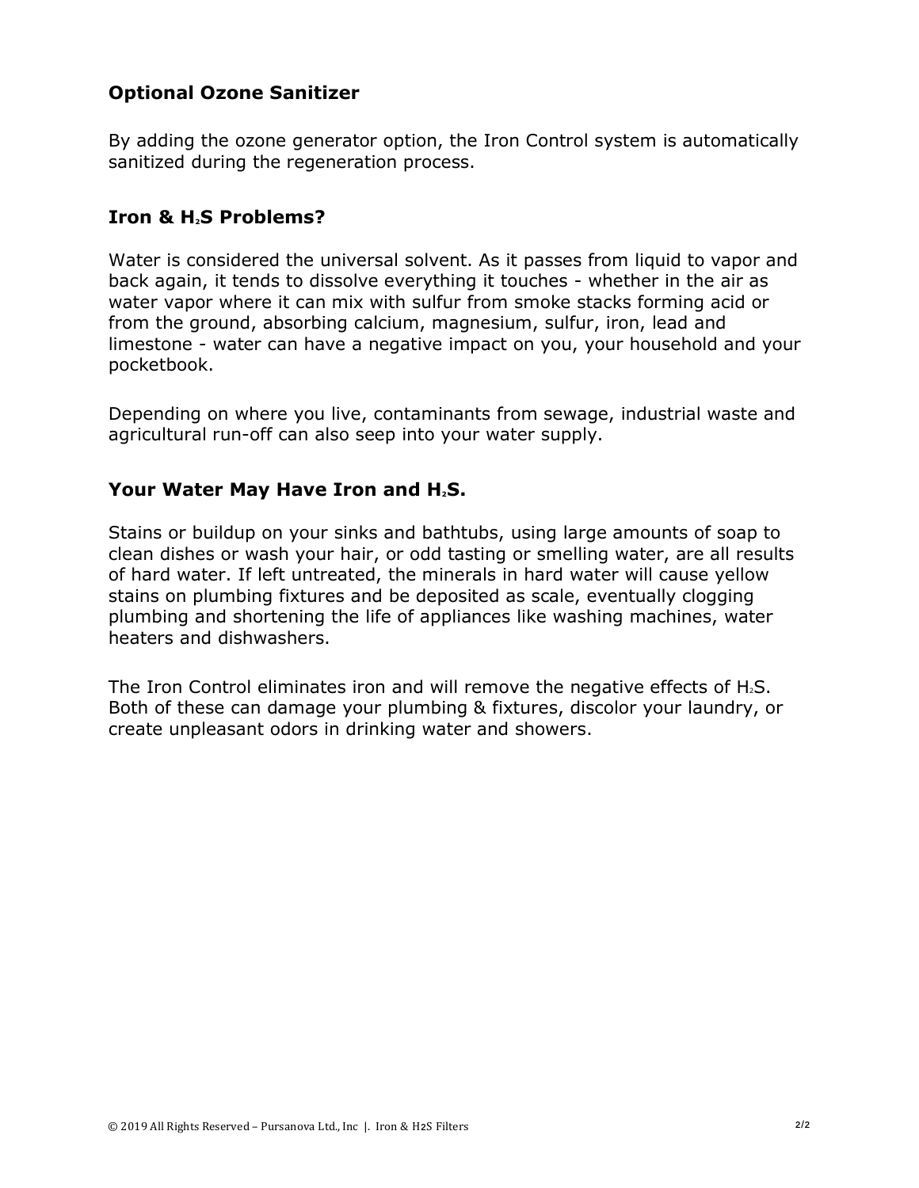## Optional Ozone Sanitizer

By adding the ozone generator option, the Iron Control system is automatically sanitized during the regeneration process.

## Iron & $H_2S$ Problems?

Water is considered the universal solvent. As it passes from liquid to vapor and back again, it tends to dissolve everything it touches - whether in the air as water vapor where it can mix with sulfur from smoke stacks forming acid or from the ground, absorbing calcium, magnesium, sulfur, iron, lead and limestone - water can have a negative impact on you, your household and your pocketbook.

Depending on where you live, contaminants from sewage, industrial waste and agricultural run-off can also seep into your water supply.

## Your Water May Have Iron and $H_2S$.

Stains or buildup on your sinks and bathtubs, using large amounts of soap to clean dishes or wash your hair, or odd tasting or smelling water, are all results of hard water. If left untreated, the minerals in hard water will cause yellow stains on plumbing fixtures and be deposited as scale, eventually clogging plumbing and shortening the life of appliances like washing machines, water heaters and dishwashers.

The Iron Control eliminates iron and will remove the negative effects of $H_2S$. Both of these can damage your plumbing & fixtures, discolor your laundry, or create unpleasant odors in drinking water and showers.